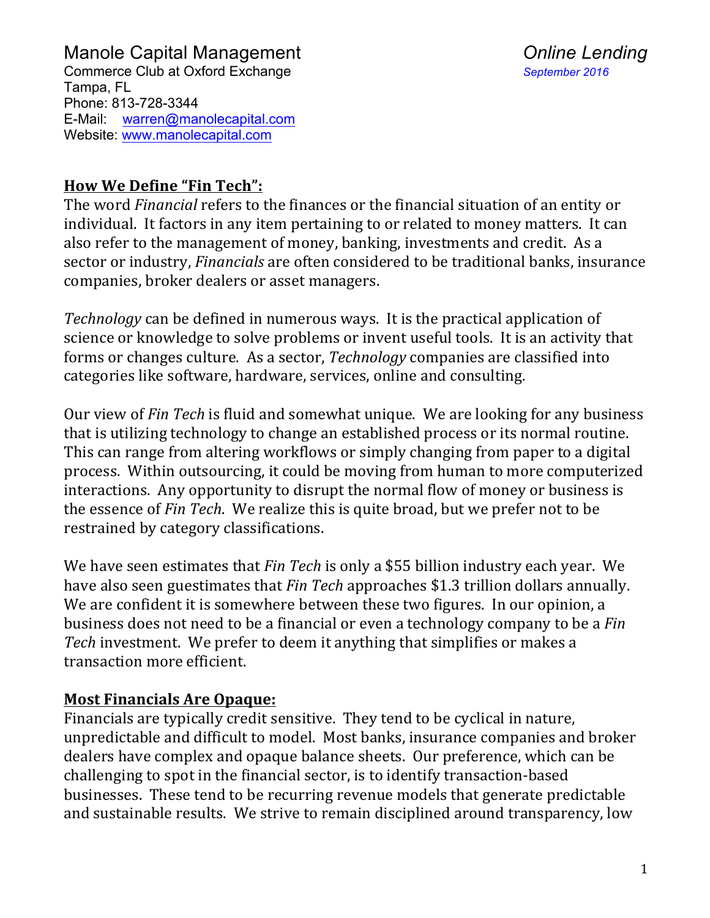Manole Capital Management
Commerce Club at Oxford Exchange
Tampa, FL
Phone: 813-728-3344
E-Mail: warren@manolecapital.com
Website: www.manolecapital.com

*Online Lending*
*September 2016*

## How We Define "Fin Tech":

The word *Financial* refers to the finances or the financial situation of an entity or individual. It factors in any item pertaining to or related to money matters. It can also refer to the management of money, banking, investments and credit. As a sector or industry, *Financials* are often considered to be traditional banks, insurance companies, broker dealers or asset managers.

*Technology* can be defined in numerous ways. It is the practical application of science or knowledge to solve problems or invent useful tools. It is an activity that forms or changes culture. As a sector, *Technology* companies are classified into categories like software, hardware, services, online and consulting.

Our view of *Fin Tech* is fluid and somewhat unique. We are looking for any business that is utilizing technology to change an established process or its normal routine. This can range from altering workflows or simply changing from paper to a digital process. Within outsourcing, it could be moving from human to more computerized interactions. Any opportunity to disrupt the normal flow of money or business is the essence of *Fin Tech*. We realize this is quite broad, but we prefer not to be restrained by category classifications.

We have seen estimates that *Fin Tech* is only a $55 billion industry each year. We have also seen guestimates that *Fin Tech* approaches $1.3 trillion dollars annually. We are confident it is somewhere between these two figures. In our opinion, a business does not need to be a financial or even a technology company to be a *Fin Tech* investment. We prefer to deem it anything that simplifies or makes a transaction more efficient.

## Most Financials Are Opaque:

Financials are typically credit sensitive. They tend to be cyclical in nature, unpredictable and difficult to model. Most banks, insurance companies and broker dealers have complex and opaque balance sheets. Our preference, which can be challenging to spot in the financial sector, is to identify transaction-based businesses. These tend to be recurring revenue models that generate predictable and sustainable results. We strive to remain disciplined around transparency, low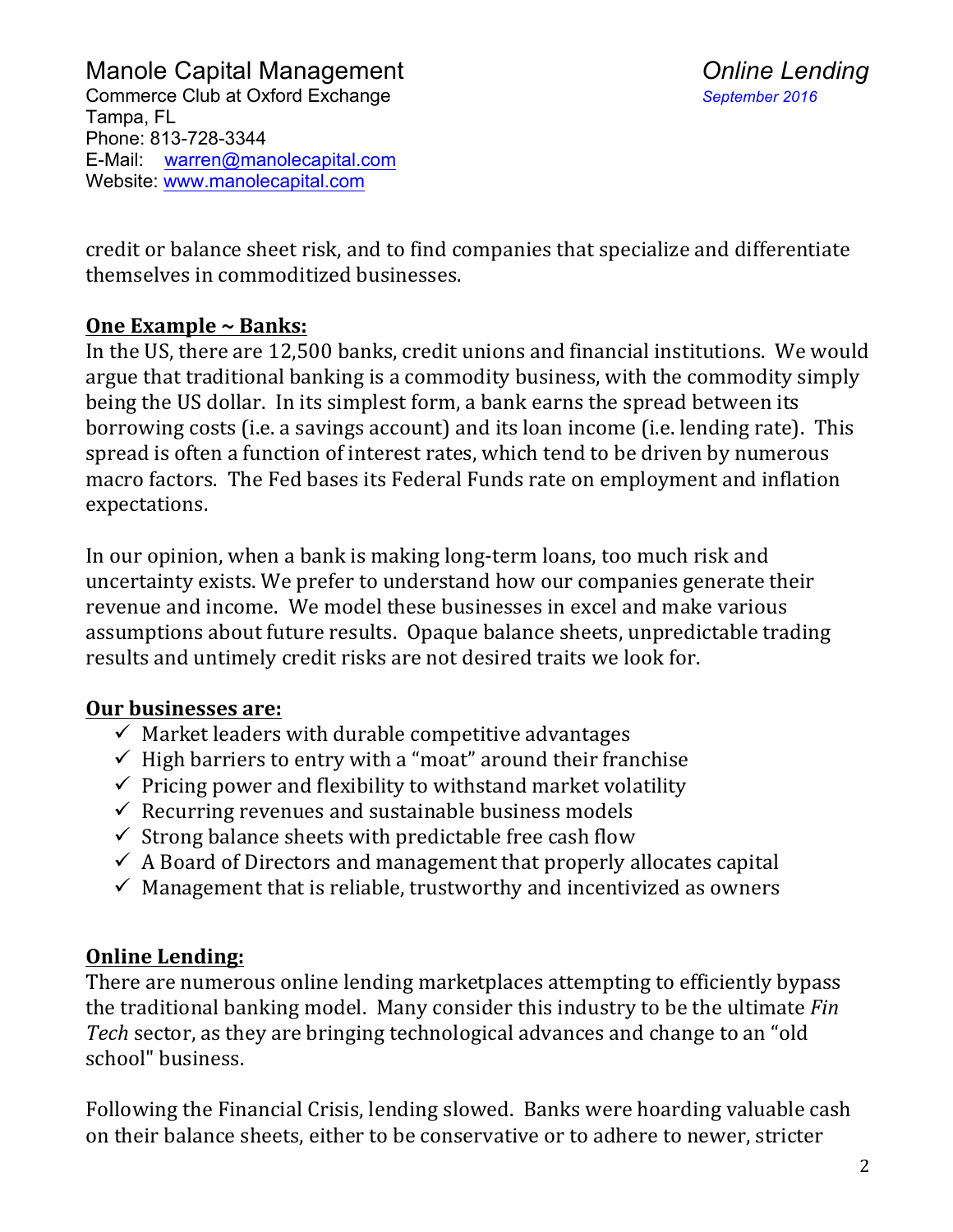credit or balance sheet risk, and to find companies that specialize and differentiate themselves in commoditized businesses.

**One Example ~ Banks:**

In the US, there are 12,500 banks, credit unions and financial institutions. We would argue that traditional banking is a commodity business, with the commodity simply being the US dollar. In its simplest form, a bank earns the spread between its borrowing costs (i.e. a savings account) and its loan income (i.e. lending rate). This spread is often a function of interest rates, which tend to be driven by numerous macro factors. The Fed bases its Federal Funds rate on employment and inflation expectations.

In our opinion, when a bank is making long-term loans, too much risk and uncertainty exists. We prefer to understand how our companies generate their revenue and income. We model these businesses in excel and make various assumptions about future results. Opaque balance sheets, unpredictable trading results and untimely credit risks are not desired traits we look for.

**Our businesses are:**

- ✓ Market leaders with durable competitive advantages
- ✓ High barriers to entry with a "moat" around their franchise
- ✓ Pricing power and flexibility to withstand market volatility
- ✓ Recurring revenues and sustainable business models
- ✓ Strong balance sheets with predictable free cash flow
- ✓ A Board of Directors and management that properly allocates capital
- ✓ Management that is reliable, trustworthy and incentivized as owners

**Online Lending:**

There are numerous online lending marketplaces attempting to efficiently bypass the traditional banking model. Many consider this industry to be the ultimate *Fin Tech* sector, as they are bringing technological advances and change to an "old school" business.

Following the Financial Crisis, lending slowed. Banks were hoarding valuable cash on their balance sheets, either to be conservative or to adhere to newer, stricter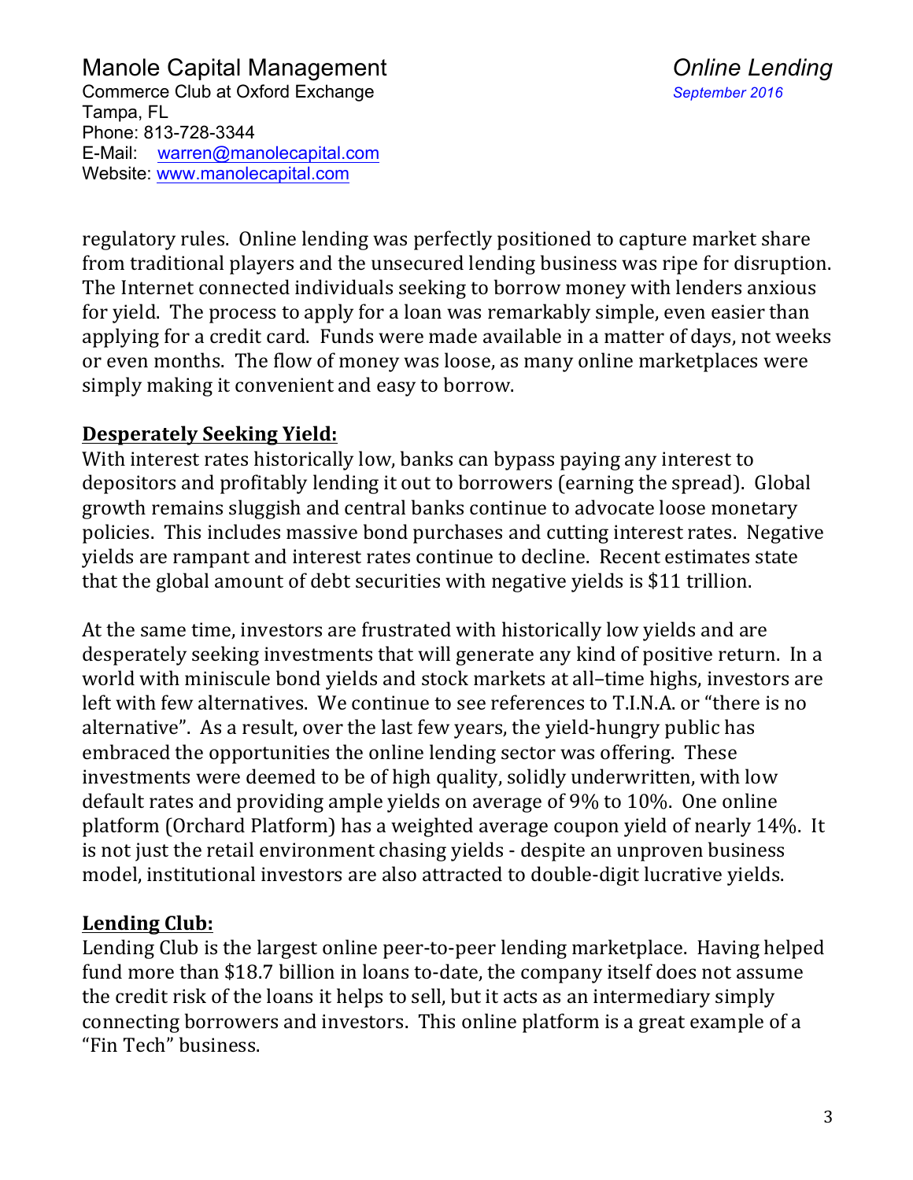regulatory rules. Online lending was perfectly positioned to capture market share from traditional players and the unsecured lending business was ripe for disruption. The Internet connected individuals seeking to borrow money with lenders anxious for yield. The process to apply for a loan was remarkably simple, even easier than applying for a credit card. Funds were made available in a matter of days, not weeks or even months. The flow of money was loose, as many online marketplaces were simply making it convenient and easy to borrow.

**Desperately Seeking Yield:**

With interest rates historically low, banks can bypass paying any interest to depositors and profitably lending it out to borrowers (earning the spread). Global growth remains sluggish and central banks continue to advocate loose monetary policies. This includes massive bond purchases and cutting interest rates. Negative yields are rampant and interest rates continue to decline. Recent estimates state that the global amount of debt securities with negative yields is $11 trillion.

At the same time, investors are frustrated with historically low yields and are desperately seeking investments that will generate any kind of positive return. In a world with miniscule bond yields and stock markets at all–time highs, investors are left with few alternatives. We continue to see references to T.I.N.A. or "there is no alternative". As a result, over the last few years, the yield-hungry public has embraced the opportunities the online lending sector was offering. These investments were deemed to be of high quality, solidly underwritten, with low default rates and providing ample yields on average of 9% to 10%. One online platform (Orchard Platform) has a weighted average coupon yield of nearly 14%. It is not just the retail environment chasing yields - despite an unproven business model, institutional investors are also attracted to double-digit lucrative yields.

**Lending Club:**

Lending Club is the largest online peer-to-peer lending marketplace. Having helped fund more than $18.7 billion in loans to-date, the company itself does not assume the credit risk of the loans it helps to sell, but it acts as an intermediary simply connecting borrowers and investors. This online platform is a great example of a "Fin Tech" business.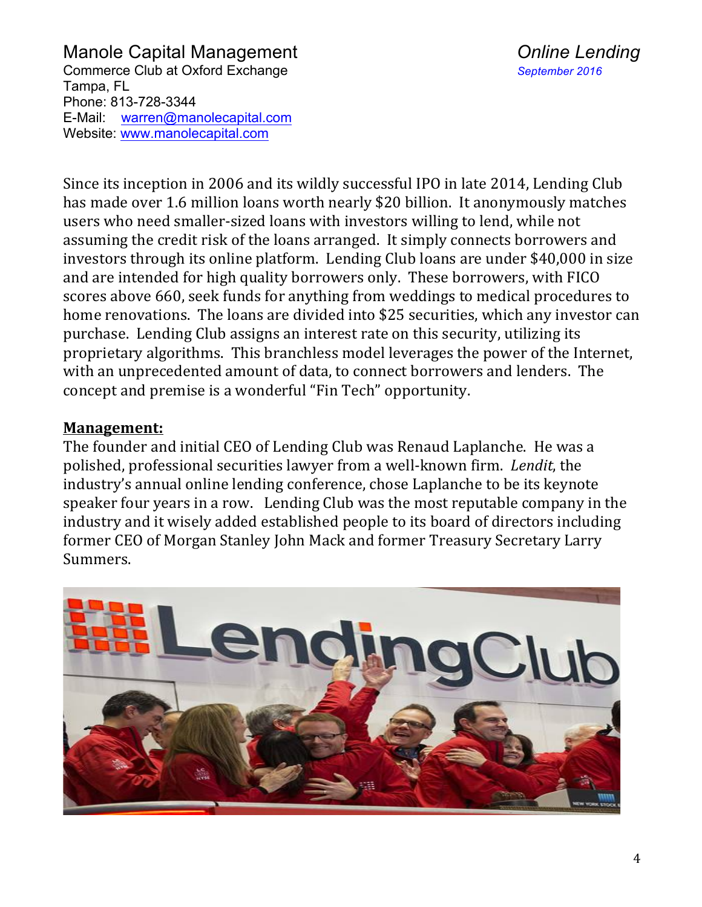Since its inception in 2006 and its wildly successful IPO in late 2014, Lending Club has made over 1.6 million loans worth nearly $20 billion. It anonymously matches users who need smaller-sized loans with investors willing to lend, while not assuming the credit risk of the loans arranged. It simply connects borrowers and investors through its online platform. Lending Club loans are under $40,000 in size and are intended for high quality borrowers only. These borrowers, with FICO scores above 660, seek funds for anything from weddings to medical procedures to home renovations. The loans are divided into $25 securities, which any investor can purchase. Lending Club assigns an interest rate on this security, utilizing its proprietary algorithms. This branchless model leverages the power of the Internet, with an unprecedented amount of data, to connect borrowers and lenders. The concept and premise is a wonderful "Fin Tech" opportunity.

**Management:**

The founder and initial CEO of Lending Club was Renaud Laplanche. He was a polished, professional securities lawyer from a well-known firm. *Lendit*, the industry's annual online lending conference, chose Laplanche to be its keynote speaker four years in a row. Lending Club was the most reputable company in the industry and it wisely added established people to its board of directors including former CEO of Morgan Stanley John Mack and former Treasury Secretary Larry Summers.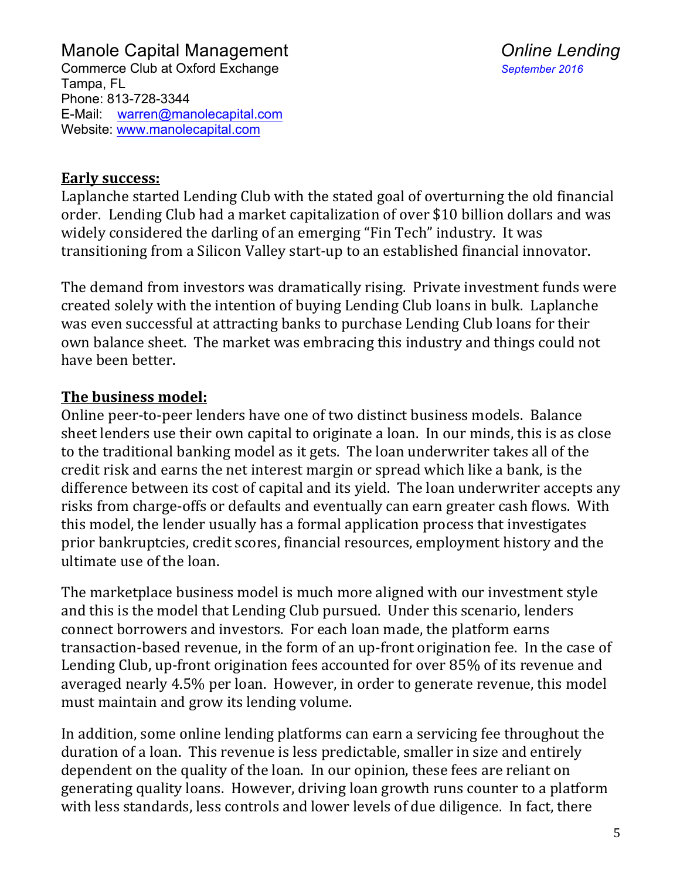**Early success:**
Laplanche started Lending Club with the stated goal of overturning the old financial order. Lending Club had a market capitalization of over $10 billion dollars and was widely considered the darling of an emerging "Fin Tech" industry. It was transitioning from a Silicon Valley start-up to an established financial innovator.

The demand from investors was dramatically rising. Private investment funds were created solely with the intention of buying Lending Club loans in bulk. Laplanche was even successful at attracting banks to purchase Lending Club loans for their own balance sheet. The market was embracing this industry and things could not have been better.

**The business model:**
Online peer-to-peer lenders have one of two distinct business models. Balance sheet lenders use their own capital to originate a loan. In our minds, this is as close to the traditional banking model as it gets. The loan underwriter takes all of the credit risk and earns the net interest margin or spread which like a bank, is the difference between its cost of capital and its yield. The loan underwriter accepts any risks from charge-offs or defaults and eventually can earn greater cash flows. With this model, the lender usually has a formal application process that investigates prior bankruptcies, credit scores, financial resources, employment history and the ultimate use of the loan.

The marketplace business model is much more aligned with our investment style and this is the model that Lending Club pursued. Under this scenario, lenders connect borrowers and investors. For each loan made, the platform earns transaction-based revenue, in the form of an up-front origination fee. In the case of Lending Club, up-front origination fees accounted for over 85% of its revenue and averaged nearly 4.5% per loan. However, in order to generate revenue, this model must maintain and grow its lending volume.

In addition, some online lending platforms can earn a servicing fee throughout the duration of a loan. This revenue is less predictable, smaller in size and entirely dependent on the quality of the loan. In our opinion, these fees are reliant on generating quality loans. However, driving loan growth runs counter to a platform with less standards, less controls and lower levels of due diligence. In fact, there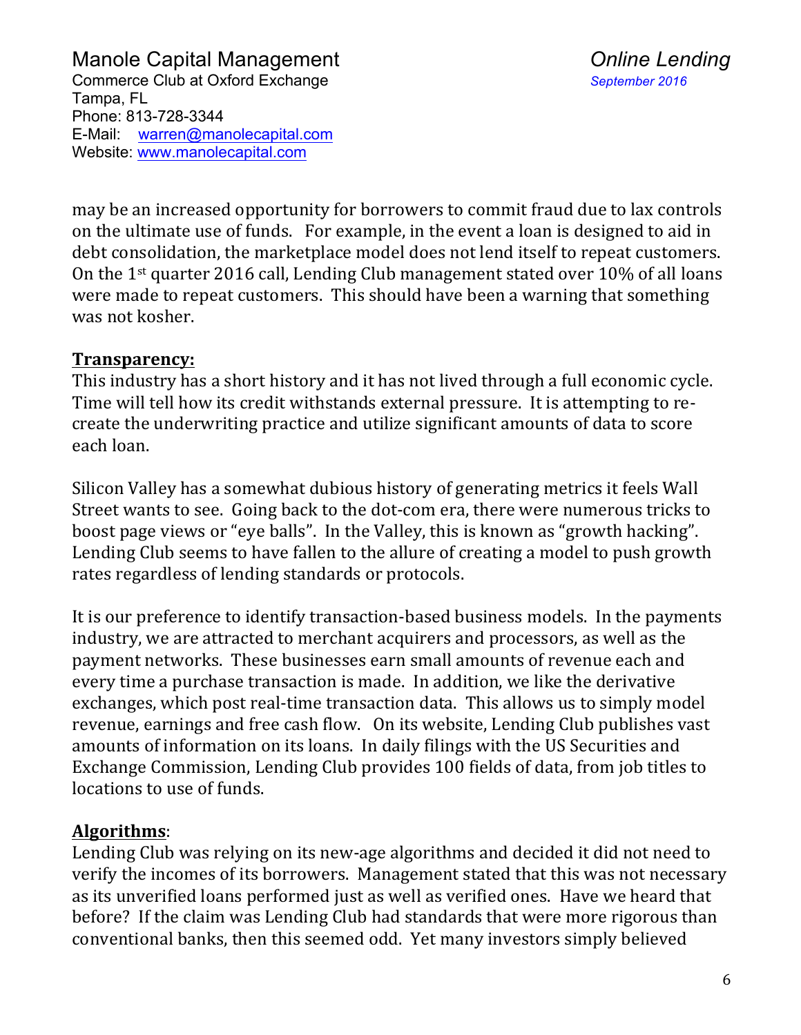may be an increased opportunity for borrowers to commit fraud due to lax controls on the ultimate use of funds. For example, in the event a loan is designed to aid in debt consolidation, the marketplace model does not lend itself to repeat customers. On the 1st quarter 2016 call, Lending Club management stated over 10% of all loans were made to repeat customers. This should have been a warning that something was not kosher.

**Transparency:**

This industry has a short history and it has not lived through a full economic cycle. Time will tell how its credit withstands external pressure. It is attempting to re-create the underwriting practice and utilize significant amounts of data to score each loan.

Silicon Valley has a somewhat dubious history of generating metrics it feels Wall Street wants to see. Going back to the dot-com era, there were numerous tricks to boost page views or "eye balls". In the Valley, this is known as "growth hacking". Lending Club seems to have fallen to the allure of creating a model to push growth rates regardless of lending standards or protocols.

It is our preference to identify transaction-based business models. In the payments industry, we are attracted to merchant acquirers and processors, as well as the payment networks. These businesses earn small amounts of revenue each and every time a purchase transaction is made. In addition, we like the derivative exchanges, which post real-time transaction data. This allows us to simply model revenue, earnings and free cash flow. On its website, Lending Club publishes vast amounts of information on its loans. In daily filings with the US Securities and Exchange Commission, Lending Club provides 100 fields of data, from job titles to locations to use of funds.

**Algorithms**:

Lending Club was relying on its new-age algorithms and decided it did not need to verify the incomes of its borrowers. Management stated that this was not necessary as its unverified loans performed just as well as verified ones. Have we heard that before? If the claim was Lending Club had standards that were more rigorous than conventional banks, then this seemed odd. Yet many investors simply believed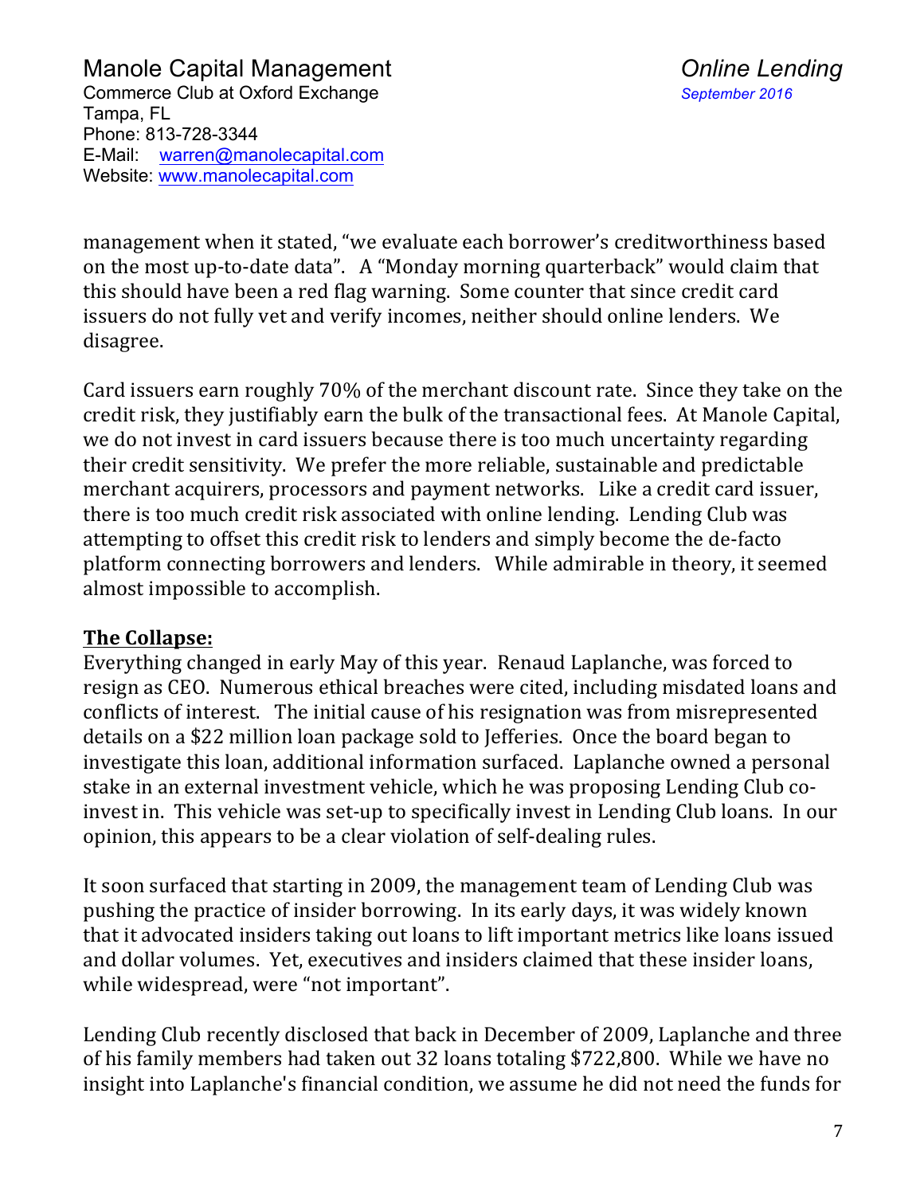management when it stated, "we evaluate each borrower's creditworthiness based on the most up-to-date data". A "Monday morning quarterback" would claim that this should have been a red flag warning. Some counter that since credit card issuers do not fully vet and verify incomes, neither should online lenders. We disagree.

Card issuers earn roughly 70% of the merchant discount rate. Since they take on the credit risk, they justifiably earn the bulk of the transactional fees. At Manole Capital, we do not invest in card issuers because there is too much uncertainty regarding their credit sensitivity. We prefer the more reliable, sustainable and predictable merchant acquirers, processors and payment networks. Like a credit card issuer, there is too much credit risk associated with online lending. Lending Club was attempting to offset this credit risk to lenders and simply become the de-facto platform connecting borrowers and lenders. While admirable in theory, it seemed almost impossible to accomplish.

**The Collapse:**

Everything changed in early May of this year. Renaud Laplanche, was forced to resign as CEO. Numerous ethical breaches were cited, including misdated loans and conflicts of interest. The initial cause of his resignation was from misrepresented details on a $22 million loan package sold to Jefferies. Once the board began to investigate this loan, additional information surfaced. Laplanche owned a personal stake in an external investment vehicle, which he was proposing Lending Club co-invest in. This vehicle was set-up to specifically invest in Lending Club loans. In our opinion, this appears to be a clear violation of self-dealing rules.

It soon surfaced that starting in 2009, the management team of Lending Club was pushing the practice of insider borrowing. In its early days, it was widely known that it advocated insiders taking out loans to lift important metrics like loans issued and dollar volumes. Yet, executives and insiders claimed that these insider loans, while widespread, were "not important".

Lending Club recently disclosed that back in December of 2009, Laplanche and three of his family members had taken out 32 loans totaling $722,800. While we have no insight into Laplanche's financial condition, we assume he did not need the funds for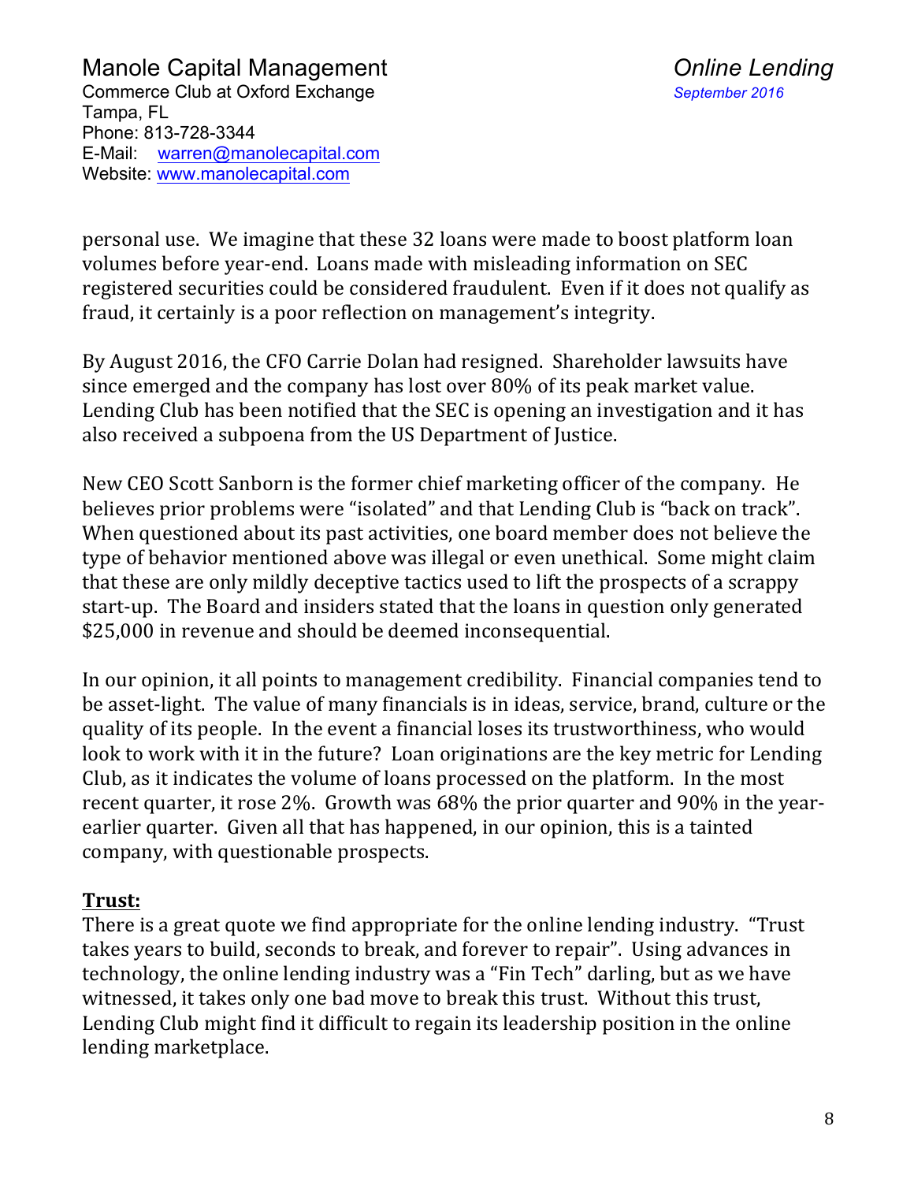personal use. We imagine that these 32 loans were made to boost platform loan volumes before year-end. Loans made with misleading information on SEC registered securities could be considered fraudulent. Even if it does not qualify as fraud, it certainly is a poor reflection on management's integrity.

By August 2016, the CFO Carrie Dolan had resigned. Shareholder lawsuits have since emerged and the company has lost over 80% of its peak market value. Lending Club has been notified that the SEC is opening an investigation and it has also received a subpoena from the US Department of Justice.

New CEO Scott Sanborn is the former chief marketing officer of the company. He believes prior problems were "isolated" and that Lending Club is "back on track". When questioned about its past activities, one board member does not believe the type of behavior mentioned above was illegal or even unethical. Some might claim that these are only mildly deceptive tactics used to lift the prospects of a scrappy start-up. The Board and insiders stated that the loans in question only generated $25,000 in revenue and should be deemed inconsequential.

In our opinion, it all points to management credibility. Financial companies tend to be asset-light. The value of many financials is in ideas, service, brand, culture or the quality of its people. In the event a financial loses its trustworthiness, who would look to work with it in the future? Loan originations are the key metric for Lending Club, as it indicates the volume of loans processed on the platform. In the most recent quarter, it rose 2%. Growth was 68% the prior quarter and 90% in the year-earlier quarter. Given all that has happened, in our opinion, this is a tainted company, with questionable prospects.

## Trust:

There is a great quote we find appropriate for the online lending industry. "Trust takes years to build, seconds to break, and forever to repair". Using advances in technology, the online lending industry was a "Fin Tech" darling, but as we have witnessed, it takes only one bad move to break this trust. Without this trust, Lending Club might find it difficult to regain its leadership position in the online lending marketplace.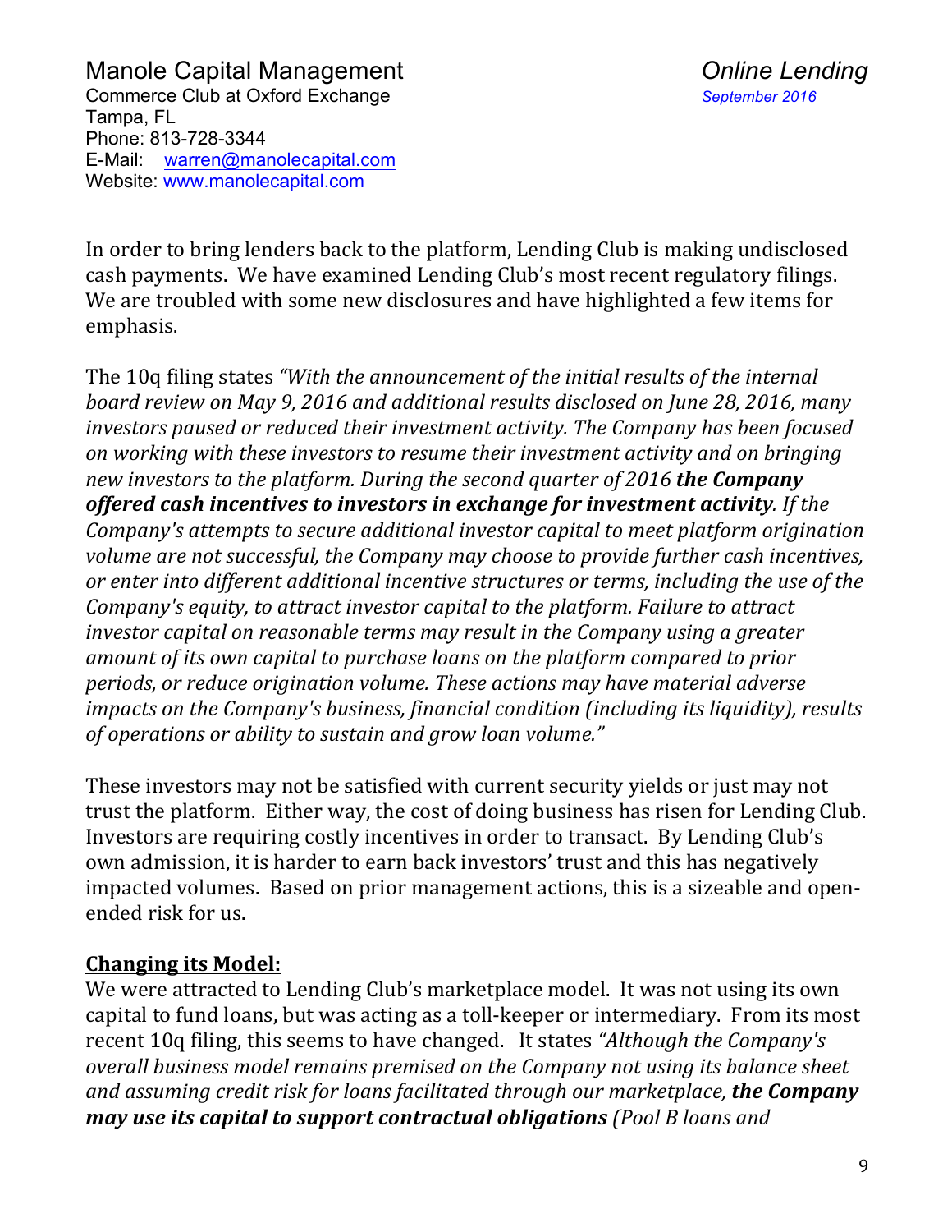In order to bring lenders back to the platform, Lending Club is making undisclosed cash payments. We have examined Lending Club's most recent regulatory filings. We are troubled with some new disclosures and have highlighted a few items for emphasis.

The 10q filing states *"With the announcement of the initial results of the internal board review on May 9, 2016 and additional results disclosed on June 28, 2016, many investors paused or reduced their investment activity. The Company has been focused on working with these investors to resume their investment activity and on bringing new investors to the platform. During the second quarter of 2016* ***the Company offered cash incentives to investors in exchange for investment activity****. If the Company's attempts to secure additional investor capital to meet platform origination volume are not successful, the Company may choose to provide further cash incentives, or enter into different additional incentive structures or terms, including the use of the Company's equity, to attract investor capital to the platform. Failure to attract investor capital on reasonable terms may result in the Company using a greater amount of its own capital to purchase loans on the platform compared to prior periods, or reduce origination volume. These actions may have material adverse impacts on the Company's business, financial condition (including its liquidity), results of operations or ability to sustain and grow loan volume."*

These investors may not be satisfied with current security yields or just may not trust the platform. Either way, the cost of doing business has risen for Lending Club. Investors are requiring costly incentives in order to transact. By Lending Club's own admission, it is harder to earn back investors' trust and this has negatively impacted volumes. Based on prior management actions, this is a sizeable and open-ended risk for us.

**Changing its Model:**

We were attracted to Lending Club's marketplace model. It was not using its own capital to fund loans, but was acting as a toll-keeper or intermediary. From its most recent 10q filing, this seems to have changed. It states *"Although the Company's overall business model remains premised on the Company not using its balance sheet and assuming credit risk for loans facilitated through our marketplace,* ***the Company may use its capital to support contractual obligations*** *(Pool B loans and*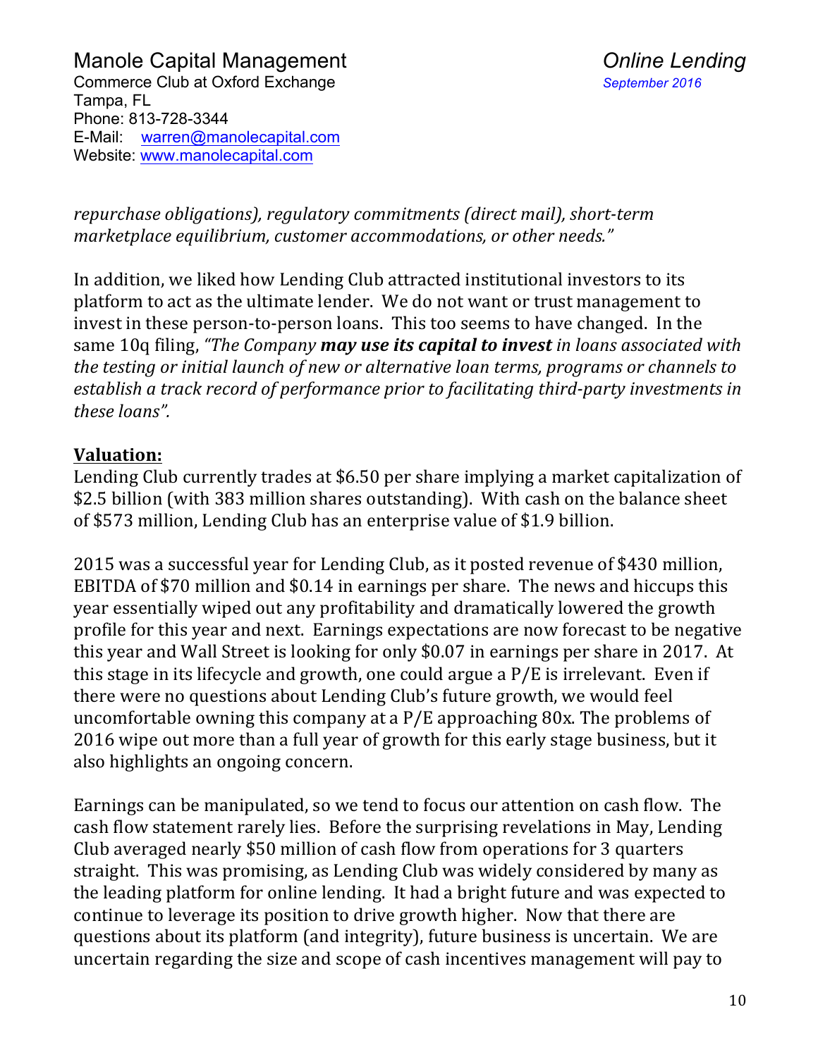*repurchase obligations), regulatory commitments (direct mail), short-term marketplace equilibrium, customer accommodations, or other needs."*

In addition, we liked how Lending Club attracted institutional investors to its platform to act as the ultimate lender. We do not want or trust management to invest in these person-to-person loans. This too seems to have changed. In the same 10q filing, *"The Company **may use its capital to invest** in loans associated with the testing or initial launch of new or alternative loan terms, programs or channels to establish a track record of performance prior to facilitating third-party investments in these loans".*

## **Valuation:**

Lending Club currently trades at $6.50 per share implying a market capitalization of $2.5 billion (with 383 million shares outstanding). With cash on the balance sheet of $573 million, Lending Club has an enterprise value of $1.9 billion.

2015 was a successful year for Lending Club, as it posted revenue of $430 million, EBITDA of $70 million and $0.14 in earnings per share. The news and hiccups this year essentially wiped out any profitability and dramatically lowered the growth profile for this year and next. Earnings expectations are now forecast to be negative this year and Wall Street is looking for only $0.07 in earnings per share in 2017. At this stage in its lifecycle and growth, one could argue a P/E is irrelevant. Even if there were no questions about Lending Club's future growth, we would feel uncomfortable owning this company at a P/E approaching 80x. The problems of 2016 wipe out more than a full year of growth for this early stage business, but it also highlights an ongoing concern.

Earnings can be manipulated, so we tend to focus our attention on cash flow. The cash flow statement rarely lies. Before the surprising revelations in May, Lending Club averaged nearly $50 million of cash flow from operations for 3 quarters straight. This was promising, as Lending Club was widely considered by many as the leading platform for online lending. It had a bright future and was expected to continue to leverage its position to drive growth higher. Now that there are questions about its platform (and integrity), future business is uncertain. We are uncertain regarding the size and scope of cash incentives management will pay to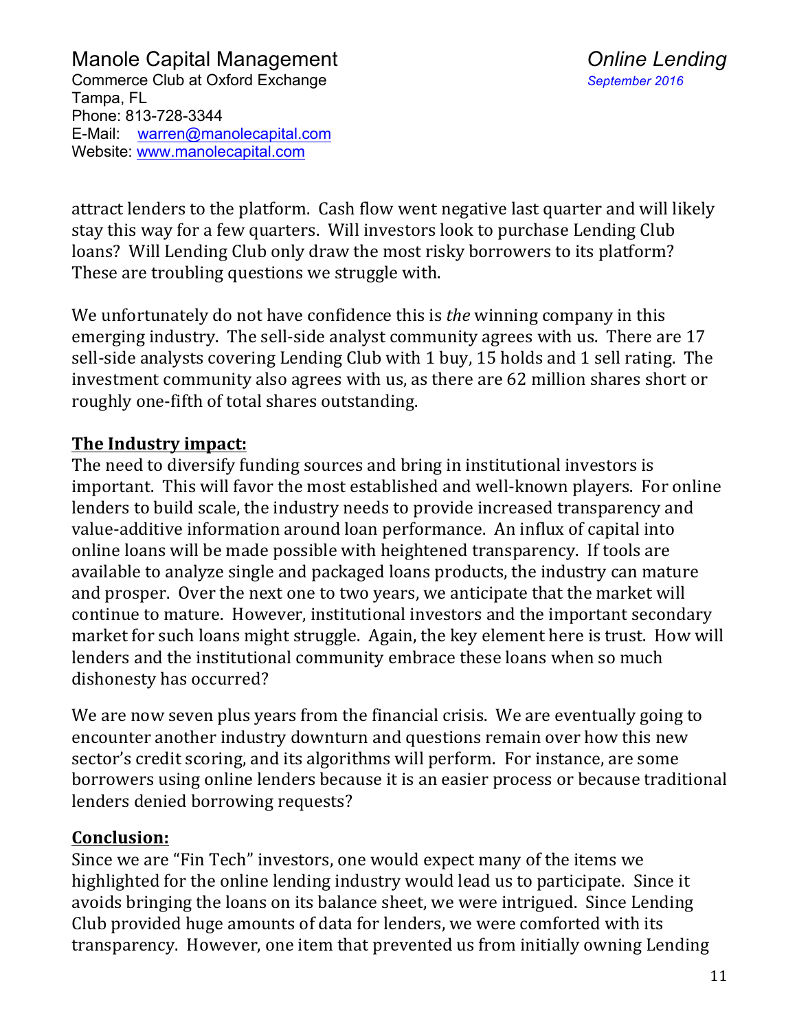attract lenders to the platform. Cash flow went negative last quarter and will likely stay this way for a few quarters. Will investors look to purchase Lending Club loans? Will Lending Club only draw the most risky borrowers to its platform? These are troubling questions we struggle with.

We unfortunately do not have confidence this is *the* winning company in this emerging industry. The sell-side analyst community agrees with us. There are 17 sell-side analysts covering Lending Club with 1 buy, 15 holds and 1 sell rating. The investment community also agrees with us, as there are 62 million shares short or roughly one-fifth of total shares outstanding.

**The Industry impact:**

The need to diversify funding sources and bring in institutional investors is important. This will favor the most established and well-known players. For online lenders to build scale, the industry needs to provide increased transparency and value-additive information around loan performance. An influx of capital into online loans will be made possible with heightened transparency. If tools are available to analyze single and packaged loans products, the industry can mature and prosper. Over the next one to two years, we anticipate that the market will continue to mature. However, institutional investors and the important secondary market for such loans might struggle. Again, the key element here is trust. How will lenders and the institutional community embrace these loans when so much dishonesty has occurred?

We are now seven plus years from the financial crisis. We are eventually going to encounter another industry downturn and questions remain over how this new sector's credit scoring, and its algorithms will perform. For instance, are some borrowers using online lenders because it is an easier process or because traditional lenders denied borrowing requests?

**Conclusion:**

Since we are "Fin Tech" investors, one would expect many of the items we highlighted for the online lending industry would lead us to participate. Since it avoids bringing the loans on its balance sheet, we were intrigued. Since Lending Club provided huge amounts of data for lenders, we were comforted with its transparency. However, one item that prevented us from initially owning Lending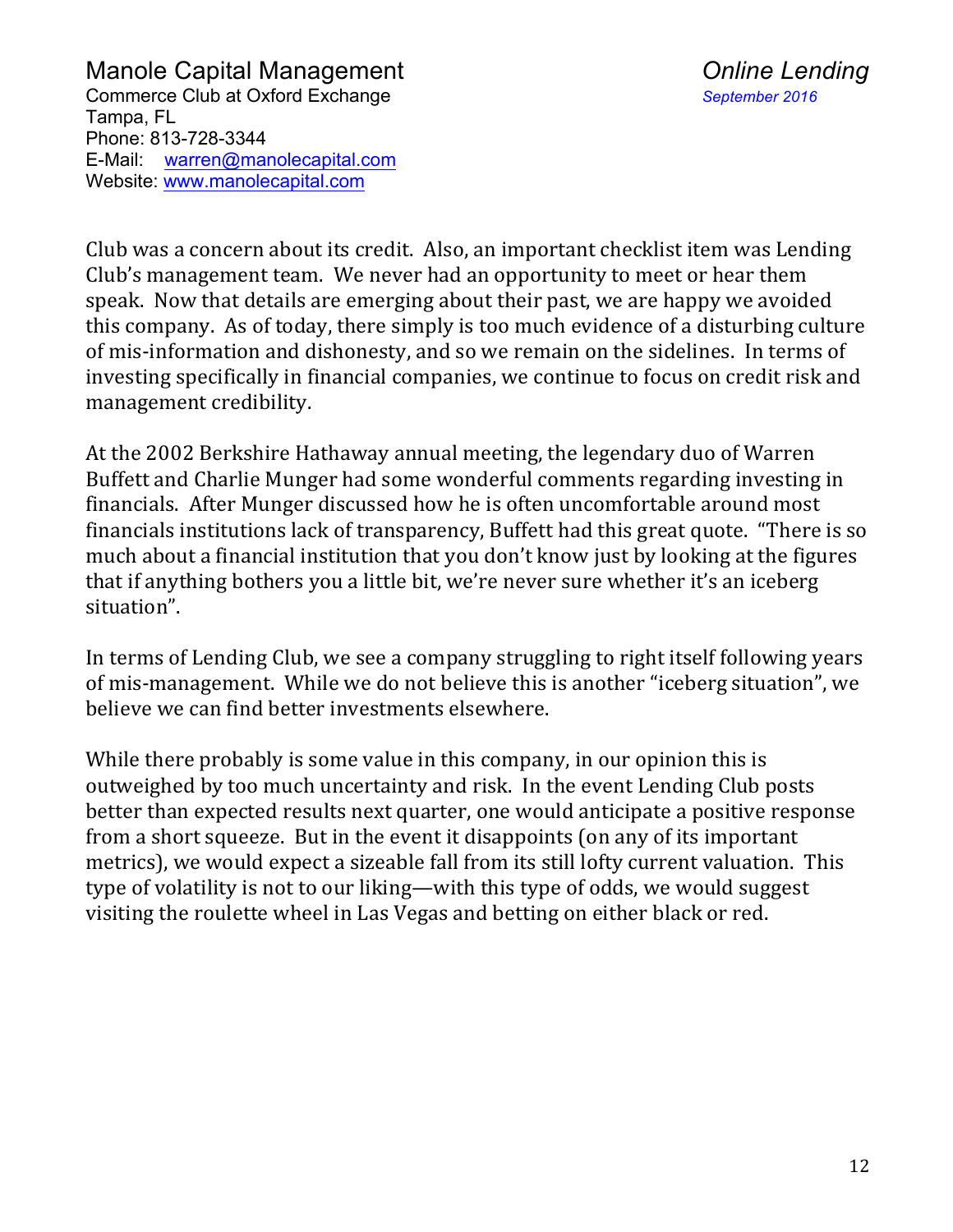Club was a concern about its credit. Also, an important checklist item was Lending Club's management team. We never had an opportunity to meet or hear them speak. Now that details are emerging about their past, we are happy we avoided this company. As of today, there simply is too much evidence of a disturbing culture of mis-information and dishonesty, and so we remain on the sidelines. In terms of investing specifically in financial companies, we continue to focus on credit risk and management credibility.

At the 2002 Berkshire Hathaway annual meeting, the legendary duo of Warren Buffett and Charlie Munger had some wonderful comments regarding investing in financials. After Munger discussed how he is often uncomfortable around most financials institutions lack of transparency, Buffett had this great quote. "There is so much about a financial institution that you don't know just by looking at the figures that if anything bothers you a little bit, we're never sure whether it's an iceberg situation".

In terms of Lending Club, we see a company struggling to right itself following years of mis-management. While we do not believe this is another "iceberg situation", we believe we can find better investments elsewhere.

While there probably is some value in this company, in our opinion this is outweighed by too much uncertainty and risk. In the event Lending Club posts better than expected results next quarter, one would anticipate a positive response from a short squeeze. But in the event it disappoints (on any of its important metrics), we would expect a sizeable fall from its still lofty current valuation. This type of volatility is not to our liking—with this type of odds, we would suggest visiting the roulette wheel in Las Vegas and betting on either black or red.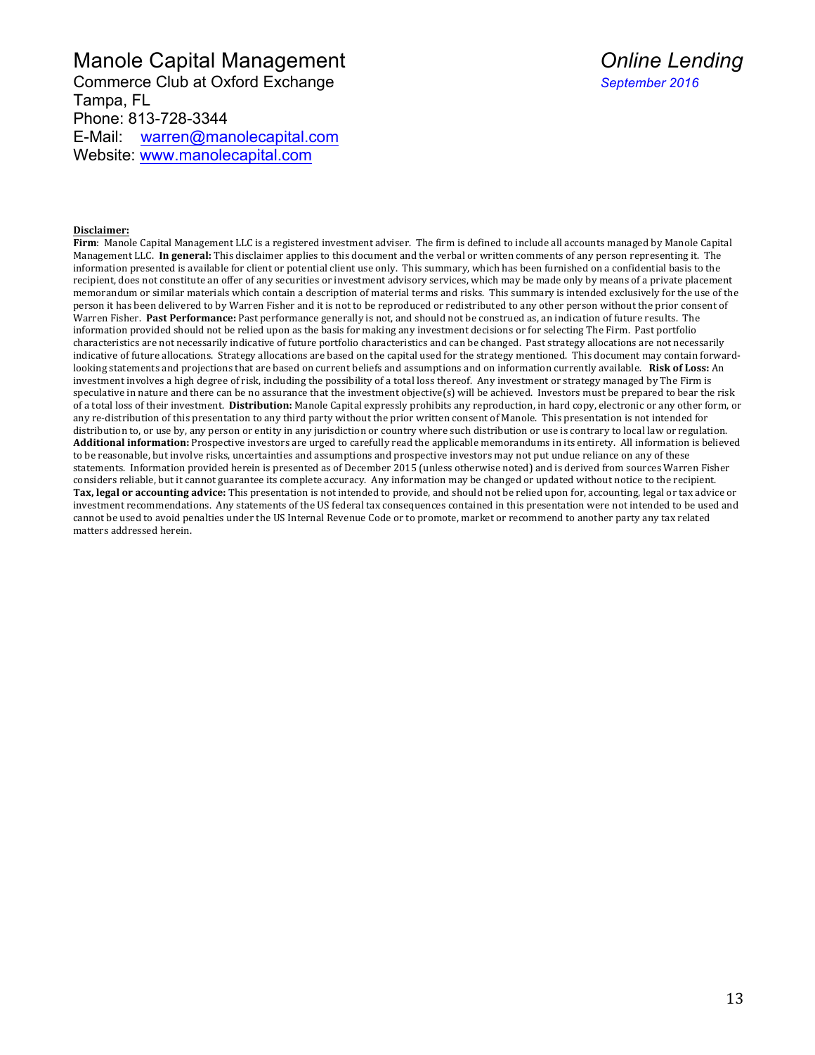# Manole Capital Management

*Online Lending*

*September 2016*

Commerce Club at Oxford Exchange
Tampa, FL
Phone: 813-728-3344
E-Mail: warren@manolecapital.com
Website: www.manolecapital.com

**Disclaimer:**

**Firm**: Manole Capital Management LLC is a registered investment adviser. The firm is defined to include all accounts managed by Manole Capital Management LLC. **In general:** This disclaimer applies to this document and the verbal or written comments of any person representing it. The information presented is available for client or potential client use only. This summary, which has been furnished on a confidential basis to the recipient, does not constitute an offer of any securities or investment advisory services, which may be made only by means of a private placement memorandum or similar materials which contain a description of material terms and risks. This summary is intended exclusively for the use of the person it has been delivered to by Warren Fisher and it is not to be reproduced or redistributed to any other person without the prior consent of Warren Fisher. **Past Performance:** Past performance generally is not, and should not be construed as, an indication of future results. The information provided should not be relied upon as the basis for making any investment decisions or for selecting The Firm. Past portfolio characteristics are not necessarily indicative of future portfolio characteristics and can be changed. Past strategy allocations are not necessarily indicative of future allocations. Strategy allocations are based on the capital used for the strategy mentioned. This document may contain forward-looking statements and projections that are based on current beliefs and assumptions and on information currently available. **Risk of Loss:** An investment involves a high degree of risk, including the possibility of a total loss thereof. Any investment or strategy managed by The Firm is speculative in nature and there can be no assurance that the investment objective(s) will be achieved. Investors must be prepared to bear the risk of a total loss of their investment. **Distribution:** Manole Capital expressly prohibits any reproduction, in hard copy, electronic or any other form, or any re-distribution of this presentation to any third party without the prior written consent of Manole. This presentation is not intended for distribution to, or use by, any person or entity in any jurisdiction or country where such distribution or use is contrary to local law or regulation. **Additional information:** Prospective investors are urged to carefully read the applicable memorandums in its entirety. All information is believed to be reasonable, but involve risks, uncertainties and assumptions and prospective investors may not put undue reliance on any of these statements. Information provided herein is presented as of December 2015 (unless otherwise noted) and is derived from sources Warren Fisher considers reliable, but it cannot guarantee its complete accuracy. Any information may be changed or updated without notice to the recipient. **Tax, legal or accounting advice:** This presentation is not intended to provide, and should not be relied upon for, accounting, legal or tax advice or investment recommendations. Any statements of the US federal tax consequences contained in this presentation were not intended to be used and cannot be used to avoid penalties under the US Internal Revenue Code or to promote, market or recommend to another party any tax related matters addressed herein.